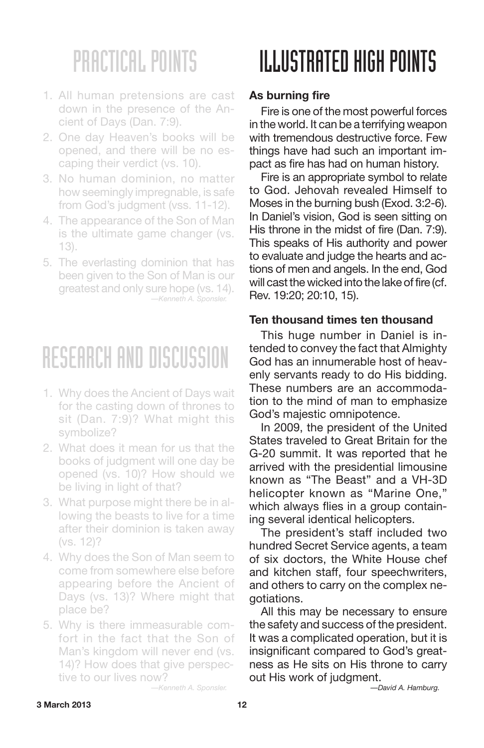# PRACTICAL POINTS

1. All human pretensions are cast down in the presence of the Ancient of Days (Dan. 7:9).
2. One day Heaven's books will be opened, and there will be no escaping their verdict (vs. 10).
3. No human dominion, no matter how seemingly impregnable, is safe from God's judgment (vss. 11-12).
4. The appearance of the Son of Man is the ultimate game changer (vs. 13).
5. The everlasting dominion that has been given to the Son of Man is our greatest and only sure hope (vs. 14).

*—Kenneth A. Sponsler.*

# RESEARCH AND DISCUSSION

1. Why does the Ancient of Days wait for the casting down of thrones to sit (Dan. 7:9)? What might this symbolize?
2. What does it mean for us that the books of judgment will one day be opened (vs. 10)? How should we be living in light of that?
3. What purpose might there be in allowing the beasts to live for a time after their dominion is taken away (vs. 12)?
4. Why does the Son of Man seem to come from somewhere else before appearing before the Ancient of Days (vs. 13)? Where might that place be?
5. Why is there immeasurable comfort in the fact that the Son of Man's kingdom will never end (vs. 14)? How does that give perspective to our lives now?

*—Kenneth A. Sponsler.*

# ILLUSTRATED HIGH POINTS

**As burning fire**

Fire is one of the most powerful forces in the world. It can be a terrifying weapon with tremendous destructive force. Few things have had such an important impact as fire has had on human history.

Fire is an appropriate symbol to relate to God. Jehovah revealed Himself to Moses in the burning bush (Exod. 3:2-6). In Daniel's vision, God is seen sitting on His throne in the midst of fire (Dan. 7:9). This speaks of His authority and power to evaluate and judge the hearts and actions of men and angels. In the end, God will cast the wicked into the lake of fire (cf. Rev. 19:20; 20:10, 15).

**Ten thousand times ten thousand**

This huge number in Daniel is intended to convey the fact that Almighty God has an innumerable host of heavenly servants ready to do His bidding. These numbers are an accommodation to the mind of man to emphasize God's majestic omnipotence.

In 2009, the president of the United States traveled to Great Britain for the G-20 summit. It was reported that he arrived with the presidential limousine known as "The Beast" and a VH-3D helicopter known as "Marine One," which always flies in a group containing several identical helicopters.

The president's staff included two hundred Secret Service agents, a team of six doctors, the White House chef and kitchen staff, four speechwriters, and others to carry on the complex negotiations.

All this may be necessary to ensure the safety and success of the president. It was a complicated operation, but it is insignificant compared to God's greatness as He sits on His throne to carry out His work of judgment.

*—David A. Hamburg.*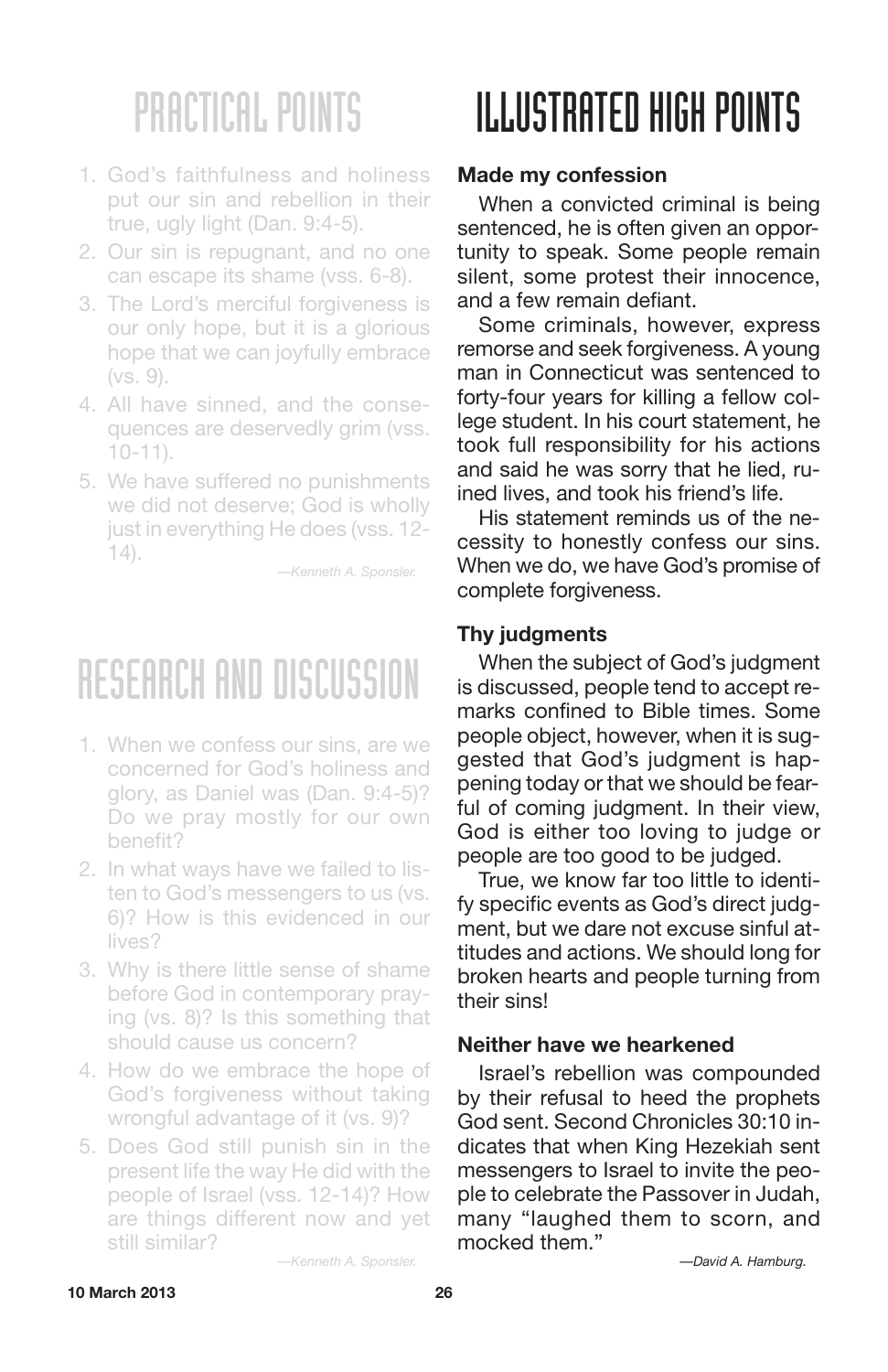# PRACTICAL POINTS

1. God's faithfulness and holiness put our sin and rebellion in their true, ugly light (Dan. 9:4-5).
2. Our sin is repugnant, and no one can escape its shame (vss. 6-8).
3. The Lord's merciful forgiveness is our only hope, but it is a glorious hope that we can joyfully embrace (vs. 9).
4. All have sinned, and the consequences are deservedly grim (vss. 10-11).
5. We have suffered no punishments we did not deserve; God is wholly just in everything He does (vss. 12-14).

*—Kenneth A. Sponsler.*

# RESEARCH AND DISCUSSION

1. When we confess our sins, are we concerned for God's holiness and glory, as Daniel was (Dan. 9:4-5)? Do we pray mostly for our own benefit?
2. In what ways have we failed to listen to God's messengers to us (vs. 6)? How is this evidenced in our lives?
3. Why is there little sense of shame before God in contemporary praying (vs. 8)? Is this something that should cause us concern?
4. How do we embrace the hope of God's forgiveness without taking wrongful advantage of it (vs. 9)?
5. Does God still punish sin in the present life the way He did with the people of Israel (vss. 12-14)? How are things different now and yet still similar?

*—Kenneth A. Sponsler.*

# ILLUSTRATED HIGH POINTS

**Made my confession**

When a convicted criminal is being sentenced, he is often given an opportunity to speak. Some people remain silent, some protest their innocence, and a few remain defiant.

Some criminals, however, express remorse and seek forgiveness. A young man in Connecticut was sentenced to forty-four years for killing a fellow college student. In his court statement, he took full responsibility for his actions and said he was sorry that he lied, ruined lives, and took his friend's life.

His statement reminds us of the necessity to honestly confess our sins. When we do, we have God's promise of complete forgiveness.

**Thy judgments**

When the subject of God's judgment is discussed, people tend to accept remarks confined to Bible times. Some people object, however, when it is suggested that God's judgment is happening today or that we should be fearful of coming judgment. In their view, God is either too loving to judge or people are too good to be judged.

True, we know far too little to identify specific events as God's direct judgment, but we dare not excuse sinful attitudes and actions. We should long for broken hearts and people turning from their sins!

**Neither have we hearkened**

Israel's rebellion was compounded by their refusal to heed the prophets God sent. Second Chronicles 30:10 indicates that when King Hezekiah sent messengers to Israel to invite the people to celebrate the Passover in Judah, many "laughed them to scorn, and mocked them."

*—David A. Hamburg.*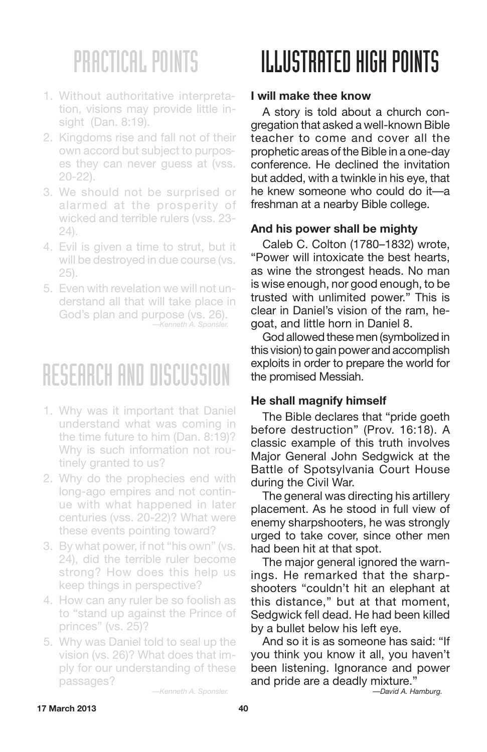# PRACTICAL POINTS

1. Without authoritative interpretation, visions may provide little insight (Dan. 8:19).
2. Kingdoms rise and fall not of their own accord but subject to purposes they can never guess at (vss. 20-22).
3. We should not be surprised or alarmed at the prosperity of wicked and terrible rulers (vss. 23-24).
4. Evil is given a time to strut, but it will be destroyed in due course (vs. 25).
5. Even with revelation we will not understand all that will take place in God's plan and purpose (vs. 26).

*—Kenneth A. Sponsler.*

# RESEARCH AND DISCUSSION

1. Why was it important that Daniel understand what was coming in the time future to him (Dan. 8:19)? Why is such information not routinely granted to us?
2. Why do the prophecies end with long-ago empires and not continue with what happened in later centuries (vss. 20-22)? What were these events pointing toward?
3. By what power, if not "his own" (vs. 24), did the terrible ruler become strong? How does this help us keep things in perspective?
4. How can any ruler be so foolish as to "stand up against the Prince of princes" (vs. 25)?
5. Why was Daniel told to seal up the vision (vs. 26)? What does that imply for our understanding of these passages?

*—Kenneth A. Sponsler.*

# ILLUSTRATED HIGH POINTS

**I will make thee know**

A story is told about a church congregation that asked a well-known Bible teacher to come and cover all the prophetic areas of the Bible in a one-day conference. He declined the invitation but added, with a twinkle in his eye, that he knew someone who could do it—a freshman at a nearby Bible college.

**And his power shall be mighty**

Caleb C. Colton (1780–1832) wrote, "Power will intoxicate the best hearts, as wine the strongest heads. No man is wise enough, nor good enough, to be trusted with unlimited power." This is clear in Daniel's vision of the ram, he-goat, and little horn in Daniel 8.

God allowed these men (symbolized in this vision) to gain power and accomplish exploits in order to prepare the world for the promised Messiah.

**He shall magnify himself**

The Bible declares that "pride goeth before destruction" (Prov. 16:18). A classic example of this truth involves Major General John Sedgwick at the Battle of Spotsylvania Court House during the Civil War.

The general was directing his artillery placement. As he stood in full view of enemy sharpshooters, he was strongly urged to take cover, since other men had been hit at that spot.

The major general ignored the warnings. He remarked that the sharpshooters "couldn't hit an elephant at this distance," but at that moment, Sedgwick fell dead. He had been killed by a bullet below his left eye.

And so it is as someone has said: "If you think you know it all, you haven't been listening. Ignorance and power and pride are a deadly mixture."

*—David A. Hamburg.*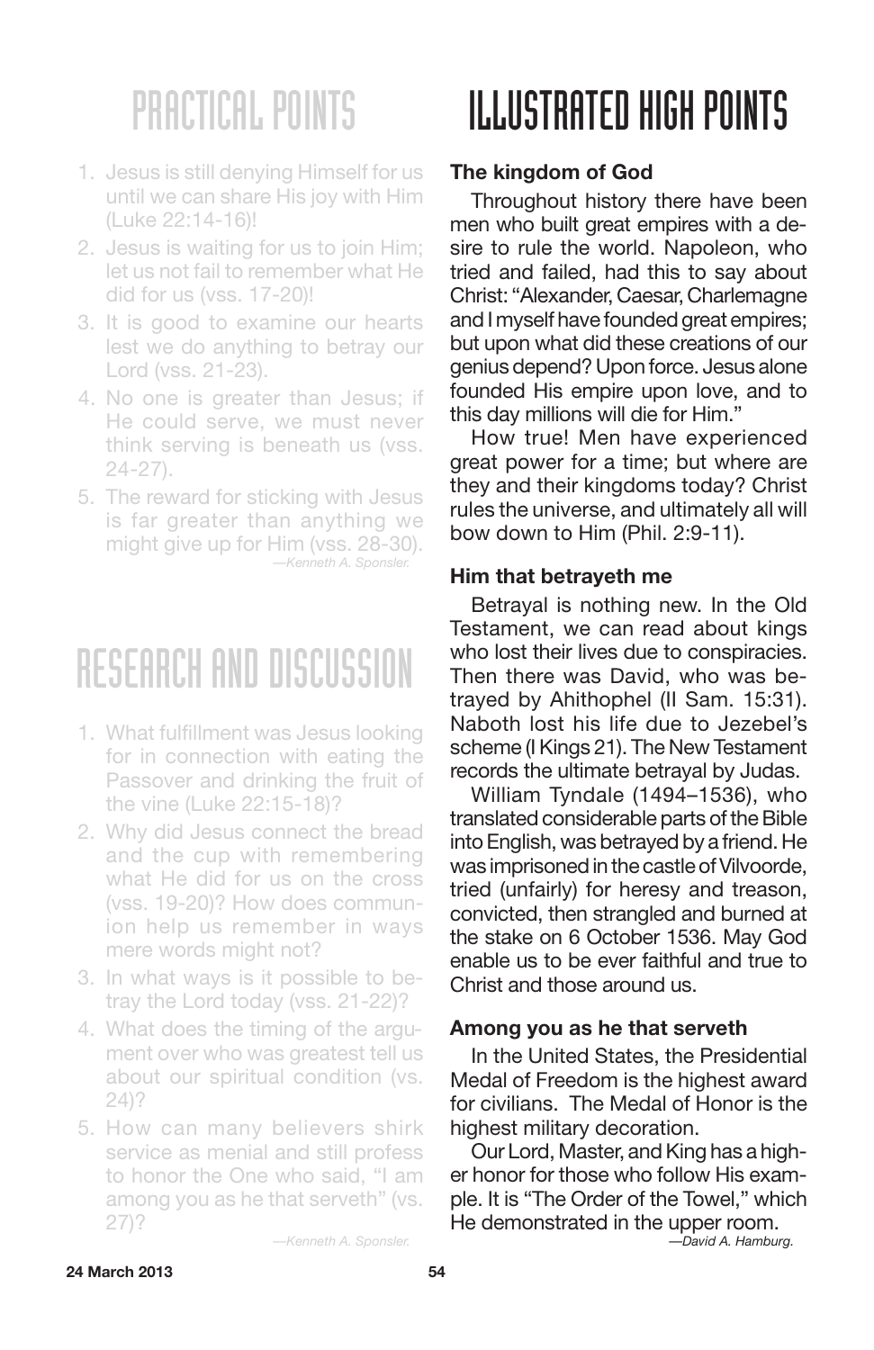# PRACTICAL POINTS

1. Jesus is still denying Himself for us until we can share His joy with Him (Luke 22:14-16)!
2. Jesus is waiting for us to join Him; let us not fail to remember what He did for us (vss. 17-20)!
3. It is good to examine our hearts lest we do anything to betray our Lord (vss. 21-23).
4. No one is greater than Jesus; if He could serve, we must never think serving is beneath us (vss. 24-27).
5. The reward for sticking with Jesus is far greater than anything we might give up for Him (vss. 28-30).

*—Kenneth A. Sponsler.*

# RESEARCH AND DISCUSSION

1. What fulfillment was Jesus looking for in connection with eating the Passover and drinking the fruit of the vine (Luke 22:15-18)?
2. Why did Jesus connect the bread and the cup with remembering what He did for us on the cross (vss. 19-20)? How does communion help us remember in ways mere words might not?
3. In what ways is it possible to betray the Lord today (vss. 21-22)?
4. What does the timing of the argument over who was greatest tell us about our spiritual condition (vs. 24)?
5. How can many believers shirk service as menial and still profess to honor the One who said, "I am among you as he that serveth" (vs. 27)?

*—Kenneth A. Sponsler.*

# ILLUSTRATED HIGH POINTS

**The kingdom of God**

Throughout history there have been men who built great empires with a desire to rule the world. Napoleon, who tried and failed, had this to say about Christ: "Alexander, Caesar, Charlemagne and I myself have founded great empires; but upon what did these creations of our genius depend? Upon force. Jesus alone founded His empire upon love, and to this day millions will die for Him."

How true! Men have experienced great power for a time; but where are they and their kingdoms today? Christ rules the universe, and ultimately all will bow down to Him (Phil. 2:9-11).

**Him that betrayeth me**

Betrayal is nothing new. In the Old Testament, we can read about kings who lost their lives due to conspiracies. Then there was David, who was betrayed by Ahithophel (II Sam. 15:31). Naboth lost his life due to Jezebel's scheme (I Kings 21). The New Testament records the ultimate betrayal by Judas.

William Tyndale (1494–1536), who translated considerable parts of the Bible into English, was betrayed by a friend. He was imprisoned in the castle of Vilvoorde, tried (unfairly) for heresy and treason, convicted, then strangled and burned at the stake on 6 October 1536. May God enable us to be ever faithful and true to Christ and those around us.

**Among you as he that serveth**

In the United States, the Presidential Medal of Freedom is the highest award for civilians. The Medal of Honor is the highest military decoration.

Our Lord, Master, and King has a higher honor for those who follow His example. It is "The Order of the Towel," which He demonstrated in the upper room.

*—David A. Hamburg.*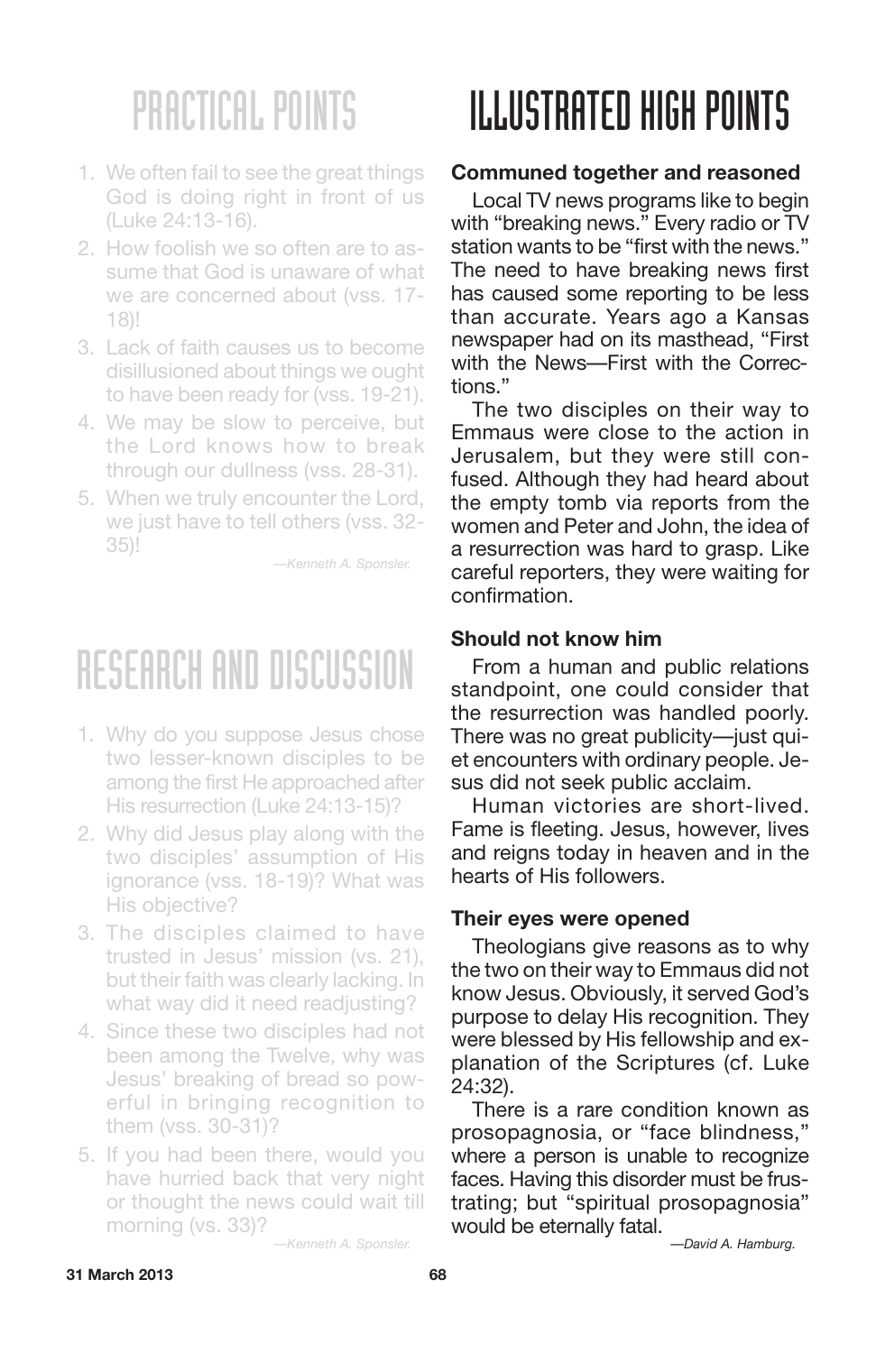# PRACTICAL POINTS

1. We often fail to see the great things God is doing right in front of us (Luke 24:13-16).
2. How foolish we so often are to assume that God is unaware of what we are concerned about (vss. 17-18)!
3. Lack of faith causes us to become disillusioned about things we ought to have been ready for (vss. 19-21).
4. We may be slow to perceive, but the Lord knows how to break through our dullness (vss. 28-31).
5. When we truly encounter the Lord, we just have to tell others (vss. 32-35)!

*—Kenneth A. Sponsler.*

# RESEARCH AND DISCUSSION

1. Why do you suppose Jesus chose two lesser-known disciples to be among the first He approached after His resurrection (Luke 24:13-15)?
2. Why did Jesus play along with the two disciples' assumption of His ignorance (vss. 18-19)? What was His objective?
3. The disciples claimed to have trusted in Jesus' mission (vs. 21), but their faith was clearly lacking. In what way did it need readjusting?
4. Since these two disciples had not been among the Twelve, why was Jesus' breaking of bread so powerful in bringing recognition to them (vss. 30-31)?
5. If you had been there, would you have hurried back that very night or thought the news could wait till morning (vs. 33)?

*—Kenneth A. Sponsler.*

# ILLUSTRATED HIGH POINTS

**Communed together and reasoned**

Local TV news programs like to begin with "breaking news." Every radio or TV station wants to be "first with the news." The need to have breaking news first has caused some reporting to be less than accurate. Years ago a Kansas newspaper had on its masthead, "First with the News—First with the Corrections."

The two disciples on their way to Emmaus were close to the action in Jerusalem, but they were still confused. Although they had heard about the empty tomb via reports from the women and Peter and John, the idea of a resurrection was hard to grasp. Like careful reporters, they were waiting for confirmation.

**Should not know him**

From a human and public relations standpoint, one could consider that the resurrection was handled poorly. There was no great publicity—just quiet encounters with ordinary people. Jesus did not seek public acclaim.

Human victories are short-lived. Fame is fleeting. Jesus, however, lives and reigns today in heaven and in the hearts of His followers.

**Their eyes were opened**

Theologians give reasons as to why the two on their way to Emmaus did not know Jesus. Obviously, it served God's purpose to delay His recognition. They were blessed by His fellowship and explanation of the Scriptures (cf. Luke 24:32).

There is a rare condition known as prosopagnosia, or "face blindness," where a person is unable to recognize faces. Having this disorder must be frustrating; but "spiritual prosopagnosia" would be eternally fatal.

*—David A. Hamburg.*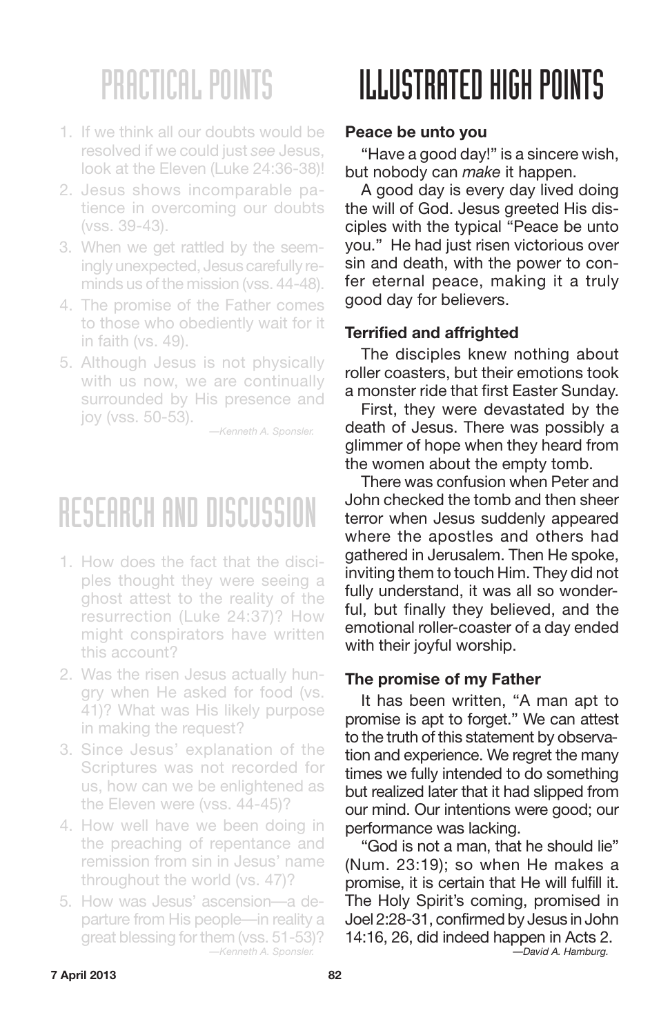## PRACTICAL POINTS

1. If we think all our doubts would be resolved if we could just *see* Jesus, look at the Eleven (Luke 24:36-38)!
2. Jesus shows incomparable patience in overcoming our doubts (vss. 39-43).
3. When we get rattled by the seemingly unexpected, Jesus carefully reminds us of the mission (vss. 44-48).
4. The promise of the Father comes to those who obediently wait for it in faith (vs. 49).
5. Although Jesus is not physically with us now, we are continually surrounded by His presence and joy (vss. 50-53).

*—Kenneth A. Sponsler.*

## RESEARCH AND DISCUSSION

1. How does the fact that the disciples thought they were seeing a ghost attest to the reality of the resurrection (Luke 24:37)? How might conspirators have written this account?
2. Was the risen Jesus actually hungry when He asked for food (vs. 41)? What was His likely purpose in making the request?
3. Since Jesus' explanation of the Scriptures was not recorded for us, how can we be enlightened as the Eleven were (vss. 44-45)?
4. How well have we been doing in the preaching of repentance and remission from sin in Jesus' name throughout the world (vs. 47)?
5. How was Jesus' ascension—a departure from His people—in reality a great blessing for them (vss. 51-53)?

*—Kenneth A. Sponsler.*

## ILLUSTRATED HIGH POINTS

**Peace be unto you**

"Have a good day!" is a sincere wish, but nobody can *make* it happen.

A good day is every day lived doing the will of God. Jesus greeted His disciples with the typical "Peace be unto you." He had just risen victorious over sin and death, with the power to confer eternal peace, making it a truly good day for believers.

**Terrified and affrighted**

The disciples knew nothing about roller coasters, but their emotions took a monster ride that first Easter Sunday.

First, they were devastated by the death of Jesus. There was possibly a glimmer of hope when they heard from the women about the empty tomb.

There was confusion when Peter and John checked the tomb and then sheer terror when Jesus suddenly appeared where the apostles and others had gathered in Jerusalem. Then He spoke, inviting them to touch Him. They did not fully understand, it was all so wonderful, but finally they believed, and the emotional roller-coaster of a day ended with their joyful worship.

**The promise of my Father**

It has been written, "A man apt to promise is apt to forget." We can attest to the truth of this statement by observation and experience. We regret the many times we fully intended to do something but realized later that it had slipped from our mind. Our intentions were good; our performance was lacking.

"God is not a man, that he should lie" (Num. 23:19); so when He makes a promise, it is certain that He will fulfill it. The Holy Spirit's coming, promised in Joel 2:28-31, confirmed by Jesus in John 14:16, 26, did indeed happen in Acts 2.

*—David A. Hamburg.*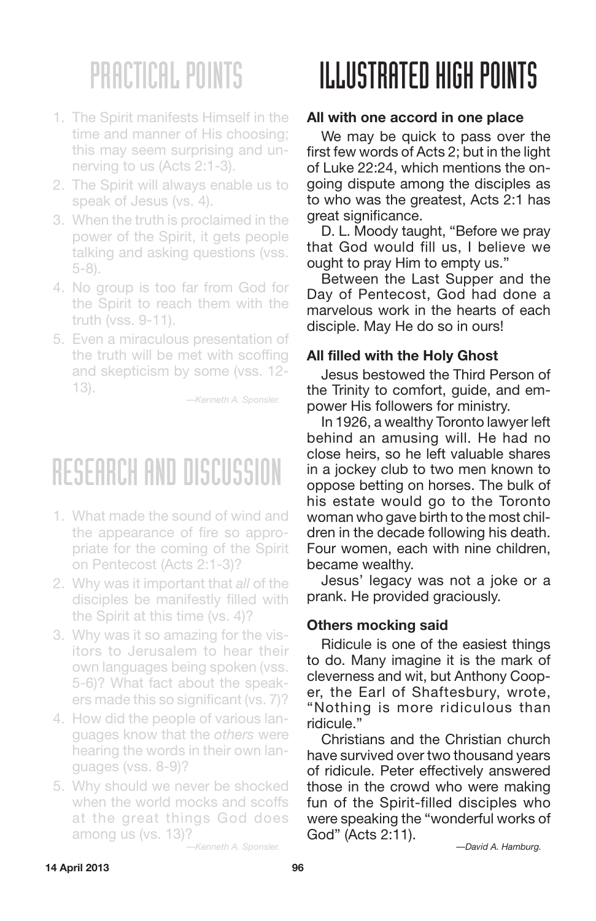# PRACTICAL POINTS

1. The Spirit manifests Himself in the time and manner of His choosing; this may seem surprising and unnerving to us (Acts 2:1-3).
2. The Spirit will always enable us to speak of Jesus (vs. 4).
3. When the truth is proclaimed in the power of the Spirit, it gets people talking and asking questions (vss. 5-8).
4. No group is too far from God for the Spirit to reach them with the truth (vss. 9-11).
5. Even a miraculous presentation of the truth will be met with scoffing and skepticism by some (vss. 12-13).

*—Kenneth A. Sponsler.*

# RESEARCH AND DISCUSSION

1. What made the sound of wind and the appearance of fire so appropriate for the coming of the Spirit on Pentecost (Acts 2:1-3)?
2. Why was it important that *all* of the disciples be manifestly filled with the Spirit at this time (vs. 4)?
3. Why was it so amazing for the visitors to Jerusalem to hear their own languages being spoken (vss. 5-6)? What fact about the speakers made this so significant (vs. 7)?
4. How did the people of various languages know that the *others* were hearing the words in their own languages (vss. 8-9)?
5. Why should we never be shocked when the world mocks and scoffs at the great things God does among us (vs. 13)?

*—Kenneth A. Sponsler.*

# ILLUSTRATED HIGH POINTS

**All with one accord in one place**

We may be quick to pass over the first few words of Acts 2; but in the light of Luke 22:24, which mentions the ongoing dispute among the disciples as to who was the greatest, Acts 2:1 has great significance.

D. L. Moody taught, "Before we pray that God would fill us, I believe we ought to pray Him to empty us."

Between the Last Supper and the Day of Pentecost, God had done a marvelous work in the hearts of each disciple. May He do so in ours!

**All filled with the Holy Ghost**

Jesus bestowed the Third Person of the Trinity to comfort, guide, and empower His followers for ministry.

In 1926, a wealthy Toronto lawyer left behind an amusing will. He had no close heirs, so he left valuable shares in a jockey club to two men known to oppose betting on horses. The bulk of his estate would go to the Toronto woman who gave birth to the most children in the decade following his death. Four women, each with nine children, became wealthy.

Jesus' legacy was not a joke or a prank. He provided graciously.

**Others mocking said**

Ridicule is one of the easiest things to do. Many imagine it is the mark of cleverness and wit, but Anthony Cooper, the Earl of Shaftesbury, wrote, "Nothing is more ridiculous than ridicule."

Christians and the Christian church have survived over two thousand years of ridicule. Peter effectively answered those in the crowd who were making fun of the Spirit-filled disciples who were speaking the "wonderful works of God" (Acts 2:11).

*—David A. Hamburg.*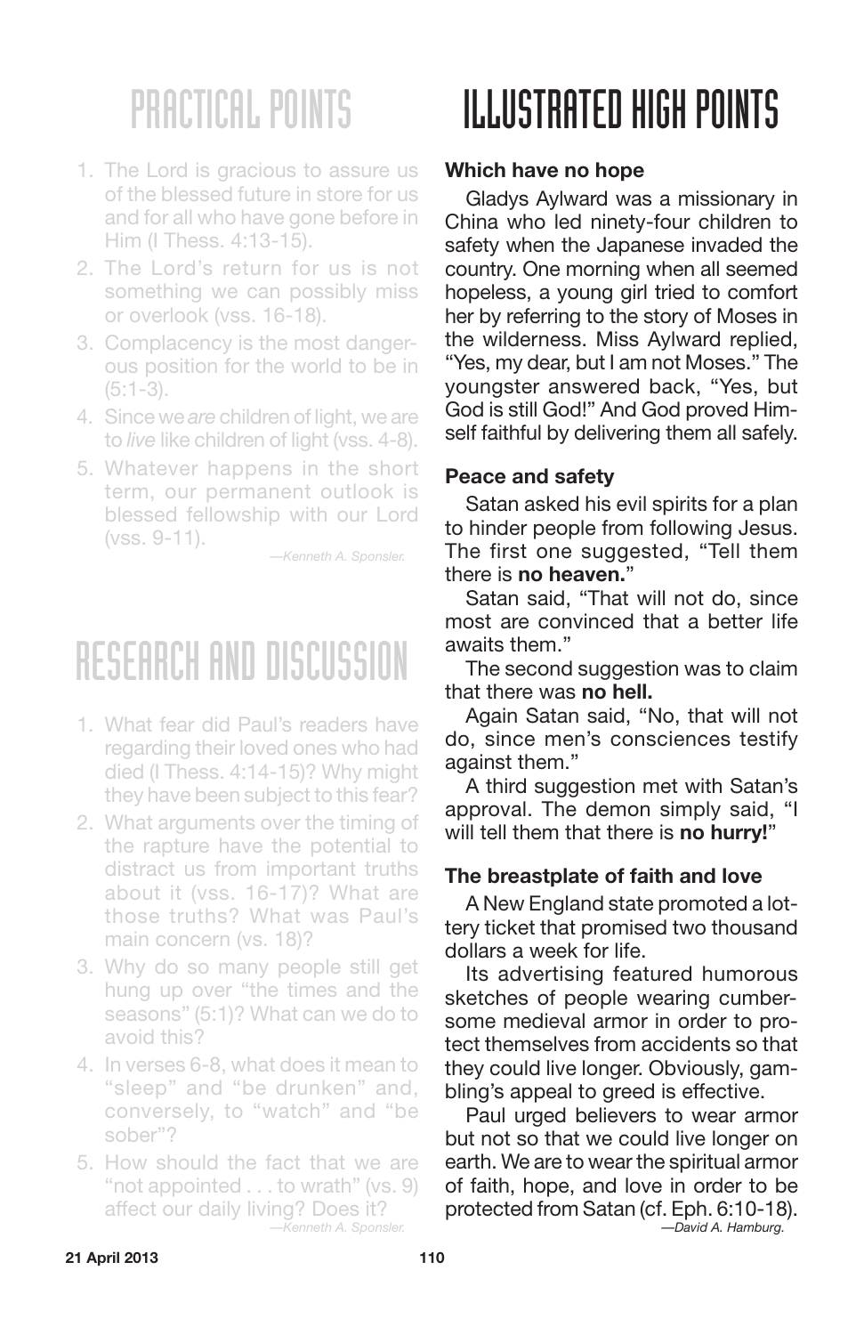# PRACTICAL POINTS

1. The Lord is gracious to assure us of the blessed future in store for us and for all who have gone before in Him (I Thess. 4:13-15).
2. The Lord's return for us is not something we can possibly miss or overlook (vss. 16-18).
3. Complacency is the most dangerous position for the world to be in (5:1-3).
4. Since we *are* children of light, we are to *live* like children of light (vss. 4-8).
5. Whatever happens in the short term, our permanent outlook is blessed fellowship with our Lord (vss. 9-11).

*—Kenneth A. Sponsler.*

# RESEARCH AND DISCUSSION

1. What fear did Paul's readers have regarding their loved ones who had died (I Thess. 4:14-15)? Why might they have been subject to this fear?
2. What arguments over the timing of the rapture have the potential to distract us from important truths about it (vss. 16-17)? What are those truths? What was Paul's main concern (vs. 18)?
3. Why do so many people still get hung up over "the times and the seasons" (5:1)? What can we do to avoid this?
4. In verses 6-8, what does it mean to "sleep" and "be drunken" and, conversely, to "watch" and "be sober"?
5. How should the fact that we are "not appointed . . . to wrath" (vs. 9) affect our daily living? Does it?

*—Kenneth A. Sponsler.*

# ILLUSTRATED HIGH POINTS

**Which have no hope**

Gladys Aylward was a missionary in China who led ninety-four children to safety when the Japanese invaded the country. One morning when all seemed hopeless, a young girl tried to comfort her by referring to the story of Moses in the wilderness. Miss Aylward replied, "Yes, my dear, but I am not Moses." The youngster answered back, "Yes, but God is still God!" And God proved Himself faithful by delivering them all safely.

**Peace and safety**

Satan asked his evil spirits for a plan to hinder people from following Jesus. The first one suggested, "Tell them there is **no heaven.**"

Satan said, "That will not do, since most are convinced that a better life awaits them."

The second suggestion was to claim that there was **no hell.**

Again Satan said, "No, that will not do, since men's consciences testify against them."

A third suggestion met with Satan's approval. The demon simply said, "I will tell them that there is **no hurry!**"

**The breastplate of faith and love**

A New England state promoted a lottery ticket that promised two thousand dollars a week for life.

Its advertising featured humorous sketches of people wearing cumbersome medieval armor in order to protect themselves from accidents so that they could live longer. Obviously, gambling's appeal to greed is effective.

Paul urged believers to wear armor but not so that we could live longer on earth. We are to wear the spiritual armor of faith, hope, and love in order to be protected from Satan (cf. Eph. 6:10-18).

*—David A. Hamburg.*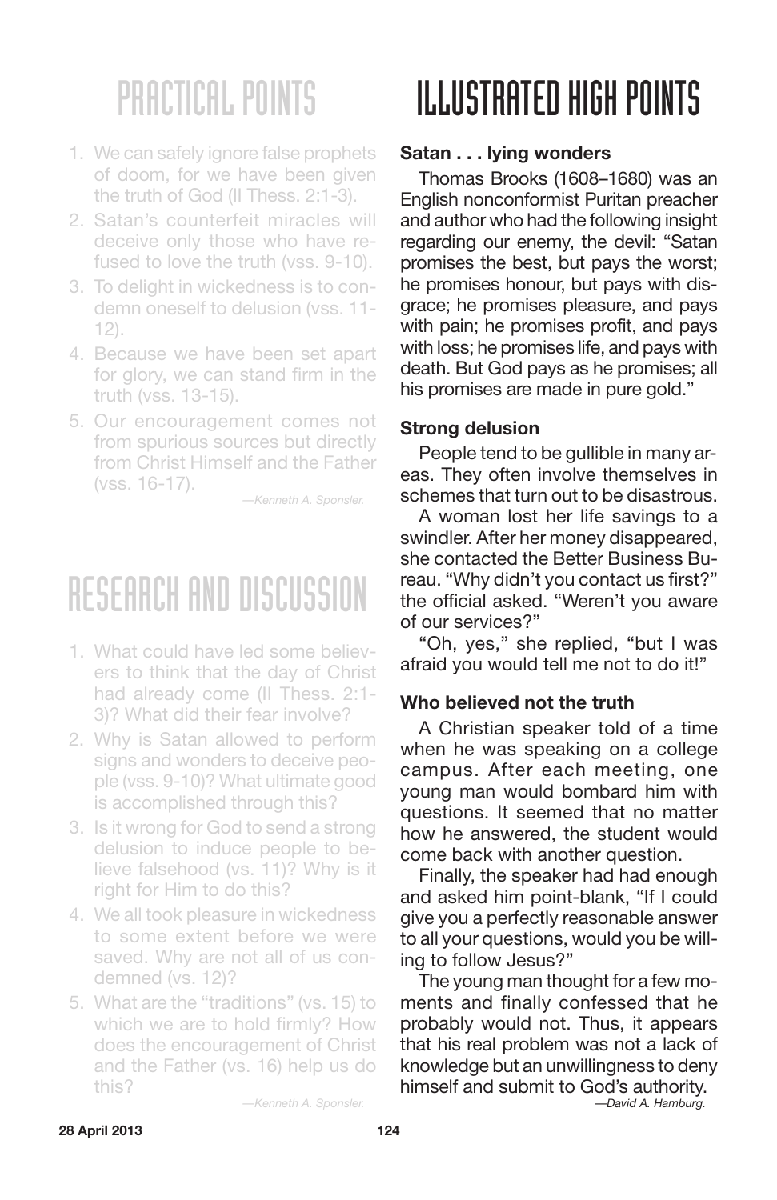## PRACTICAL POINTS

1. We can safely ignore false prophets of doom, for we have been given the truth of God (II Thess. 2:1-3).
2. Satan's counterfeit miracles will deceive only those who have refused to love the truth (vss. 9-10).
3. To delight in wickedness is to condemn oneself to delusion (vss. 11-12).
4. Because we have been set apart for glory, we can stand firm in the truth (vss. 13-15).
5. Our encouragement comes not from spurious sources but directly from Christ Himself and the Father (vss. 16-17).

*—Kenneth A. Sponsler.*

## RESEARCH AND DISCUSSION

1. What could have led some believers to think that the day of Christ had already come (II Thess. 2:1-3)? What did their fear involve?
2. Why is Satan allowed to perform signs and wonders to deceive people (vss. 9-10)? What ultimate good is accomplished through this?
3. Is it wrong for God to send a strong delusion to induce people to believe falsehood (vs. 11)? Why is it right for Him to do this?
4. We all took pleasure in wickedness to some extent before we were saved. Why are not all of us condemned (vs. 12)?
5. What are the "traditions" (vs. 15) to which we are to hold firmly? How does the encouragement of Christ and the Father (vs. 16) help us do this?

*—Kenneth A. Sponsler.*

## ILLUSTRATED HIGH POINTS

**Satan . . . lying wonders**

Thomas Brooks (1608–1680) was an English nonconformist Puritan preacher and author who had the following insight regarding our enemy, the devil: "Satan promises the best, but pays the worst; he promises honour, but pays with disgrace; he promises pleasure, and pays with pain; he promises profit, and pays with loss; he promises life, and pays with death. But God pays as he promises; all his promises are made in pure gold."

**Strong delusion**

People tend to be gullible in many areas. They often involve themselves in schemes that turn out to be disastrous.

A woman lost her life savings to a swindler. After her money disappeared, she contacted the Better Business Bureau. "Why didn't you contact us first?" the official asked. "Weren't you aware of our services?"

"Oh, yes," she replied, "but I was afraid you would tell me not to do it!"

**Who believed not the truth**

A Christian speaker told of a time when he was speaking on a college campus. After each meeting, one young man would bombard him with questions. It seemed that no matter how he answered, the student would come back with another question.

Finally, the speaker had had enough and asked him point-blank, "If I could give you a perfectly reasonable answer to all your questions, would you be willing to follow Jesus?"

The young man thought for a few moments and finally confessed that he probably would not. Thus, it appears that his real problem was not a lack of knowledge but an unwillingness to deny himself and submit to God's authority.

*—David A. Hamburg.*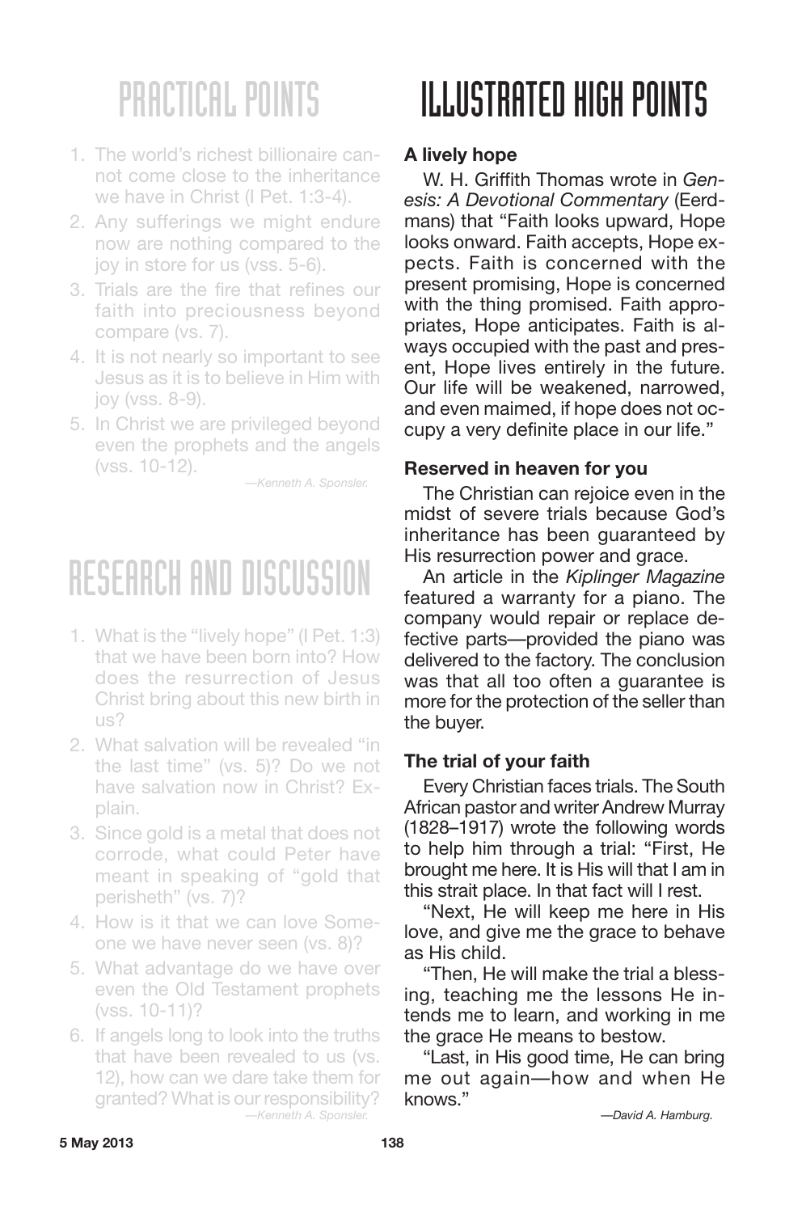# PRACTICAL POINTS

1. The world's richest billionaire cannot come close to the inheritance we have in Christ (I Pet. 1:3-4).
2. Any sufferings we might endure now are nothing compared to the joy in store for us (vss. 5-6).
3. Trials are the fire that refines our faith into preciousness beyond compare (vs. 7).
4. It is not nearly so important to see Jesus as it is to believe in Him with joy (vss. 8-9).
5. In Christ we are privileged beyond even the prophets and the angels (vss. 10-12).

*—Kenneth A. Sponsler.*

# RESEARCH AND DISCUSSION

1. What is the "lively hope" (I Pet. 1:3) that we have been born into? How does the resurrection of Jesus Christ bring about this new birth in us?
2. What salvation will be revealed "in the last time" (vs. 5)? Do we not have salvation now in Christ? Explain.
3. Since gold is a metal that does not corrode, what could Peter have meant in speaking of "gold that perisheth" (vs. 7)?
4. How is it that we can love Someone we have never seen (vs. 8)?
5. What advantage do we have over even the Old Testament prophets (vss. 10-11)?
6. If angels long to look into the truths that have been revealed to us (vs. 12), how can we dare take them for granted? What is our responsibility?

*—Kenneth A. Sponsler.*

# ILLUSTRATED HIGH POINTS

**A lively hope**

W. H. Griffith Thomas wrote in *Genesis: A Devotional Commentary* (Eerdmans) that "Faith looks upward, Hope looks onward. Faith accepts, Hope expects. Faith is concerned with the present promising, Hope is concerned with the thing promised. Faith appropriates, Hope anticipates. Faith is always occupied with the past and present, Hope lives entirely in the future. Our life will be weakened, narrowed, and even maimed, if hope does not occupy a very definite place in our life."

**Reserved in heaven for you**

The Christian can rejoice even in the midst of severe trials because God's inheritance has been guaranteed by His resurrection power and grace.

An article in the *Kiplinger Magazine* featured a warranty for a piano. The company would repair or replace defective parts—provided the piano was delivered to the factory. The conclusion was that all too often a guarantee is more for the protection of the seller than the buyer.

**The trial of your faith**

Every Christian faces trials. The South African pastor and writer Andrew Murray (1828–1917) wrote the following words to help him through a trial: "First, He brought me here. It is His will that I am in this strait place. In that fact will I rest.

"Next, He will keep me here in His love, and give me the grace to behave as His child.

"Then, He will make the trial a blessing, teaching me the lessons He intends me to learn, and working in me the grace He means to bestow.

"Last, in His good time, He can bring me out again—how and when He knows."

*—David A. Hamburg.*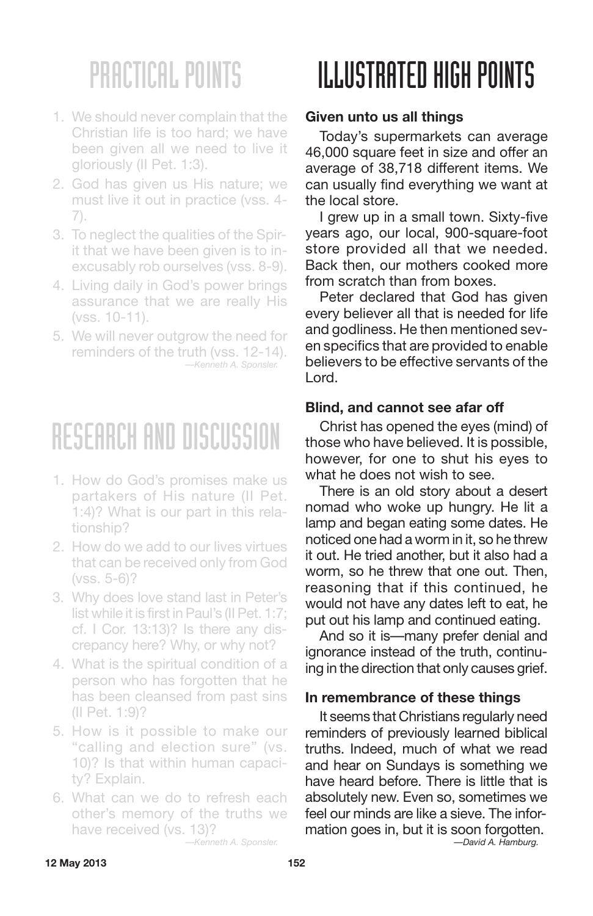# PRACTICAL POINTS

1. We should never complain that the Christian life is too hard; we have been given all we need to live it gloriously (II Pet. 1:3).
2. God has given us His nature; we must live it out in practice (vss. 4-7).
3. To neglect the qualities of the Spirit that we have been given is to inexcusably rob ourselves (vss. 8-9).
4. Living daily in God's power brings assurance that we are really His (vss. 10-11).
5. We will never outgrow the need for reminders of the truth (vss. 12-14).

*—Kenneth A. Sponsler.*

# RESEARCH AND DISCUSSION

1. How do God's promises make us partakers of His nature (II Pet. 1:4)? What is our part in this relationship?
2. How do we add to our lives virtues that can be received only from God (vss. 5-6)?
3. Why does love stand last in Peter's list while it is first in Paul's (II Pet. 1:7; cf. I Cor. 13:13)? Is there any discrepancy here? Why, or why not?
4. What is the spiritual condition of a person who has forgotten that he has been cleansed from past sins (II Pet. 1:9)?
5. How is it possible to make our "calling and election sure" (vs. 10)? Is that within human capacity? Explain.
6. What can we do to refresh each other's memory of the truths we have received (vs. 13)?

*—Kenneth A. Sponsler.*

# ILLUSTRATED HIGH POINTS

**Given unto us all things**

Today's supermarkets can average 46,000 square feet in size and offer an average of 38,718 different items. We can usually find everything we want at the local store.

I grew up in a small town. Sixty-five years ago, our local, 900-square-foot store provided all that we needed. Back then, our mothers cooked more from scratch than from boxes.

Peter declared that God has given every believer all that is needed for life and godliness. He then mentioned seven specifics that are provided to enable believers to be effective servants of the Lord.

**Blind, and cannot see afar off**

Christ has opened the eyes (mind) of those who have believed. It is possible, however, for one to shut his eyes to what he does not wish to see.

There is an old story about a desert nomad who woke up hungry. He lit a lamp and began eating some dates. He noticed one had a worm in it, so he threw it out. He tried another, but it also had a worm, so he threw that one out. Then, reasoning that if this continued, he would not have any dates left to eat, he put out his lamp and continued eating.

And so it is—many prefer denial and ignorance instead of the truth, continuing in the direction that only causes grief.

**In remembrance of these things**

It seems that Christians regularly need reminders of previously learned biblical truths. Indeed, much of what we read and hear on Sundays is something we have heard before. There is little that is absolutely new. Even so, sometimes we feel our minds are like a sieve. The information goes in, but it is soon forgotten.

*—David A. Hamburg.*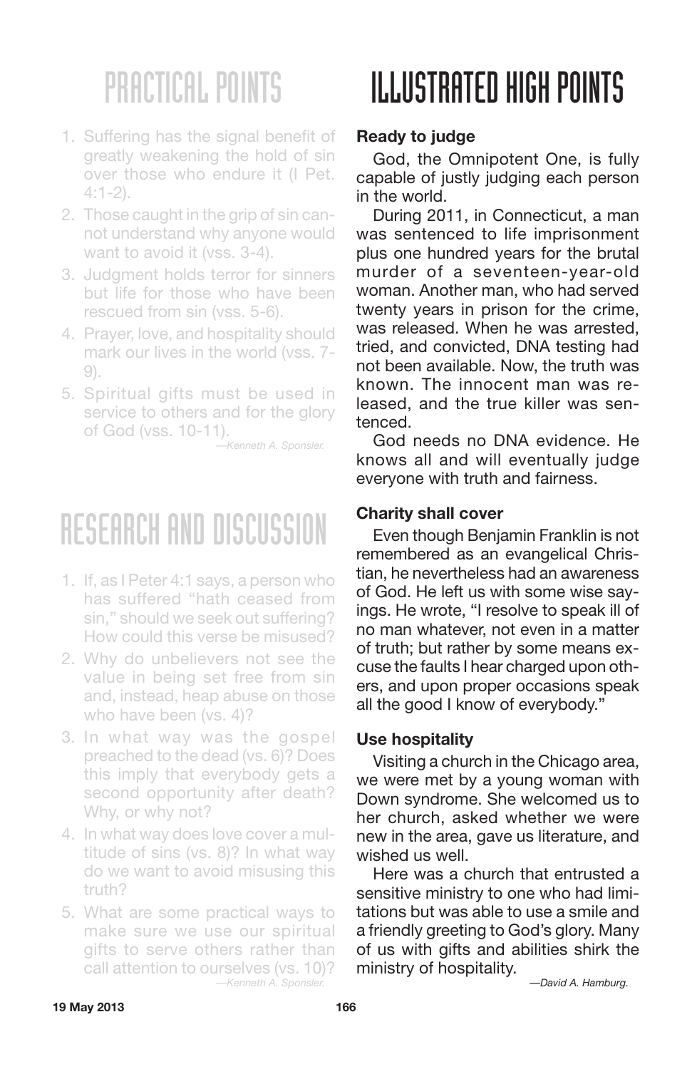## PRACTICAL POINTS

1. Suffering has the signal benefit of greatly weakening the hold of sin over those who endure it (I Pet. 4:1-2).
2. Those caught in the grip of sin cannot understand why anyone would want to avoid it (vss. 3-4).
3. Judgment holds terror for sinners but life for those who have been rescued from sin (vss. 5-6).
4. Prayer, love, and hospitality should mark our lives in the world (vss. 7-9).
5. Spiritual gifts must be used in service to others and for the glory of God (vss. 10-11).

*—Kenneth A. Sponsler.*

## RESEARCH AND DISCUSSION

1. If, as I Peter 4:1 says, a person who has suffered "hath ceased from sin," should we seek out suffering? How could this verse be misused?
2. Why do unbelievers not see the value in being set free from sin and, instead, heap abuse on those who have been (vs. 4)?
3. In what way was the gospel preached to the dead (vs. 6)? Does this imply that everybody gets a second opportunity after death? Why, or why not?
4. In what way does love cover a multitude of sins (vs. 8)? In what way do we want to avoid misusing this truth?
5. What are some practical ways to make sure we use our spiritual gifts to serve others rather than call attention to ourselves (vs. 10)?

*—Kenneth A. Sponsler.*

## ILLUSTRATED HIGH POINTS

**Ready to judge**

God, the Omnipotent One, is fully capable of justly judging each person in the world.

During 2011, in Connecticut, a man was sentenced to life imprisonment plus one hundred years for the brutal murder of a seventeen-year-old woman. Another man, who had served twenty years in prison for the crime, was released. When he was arrested, tried, and convicted, DNA testing had not been available. Now, the truth was known. The innocent man was released, and the true killer was sentenced.

God needs no DNA evidence. He knows all and will eventually judge everyone with truth and fairness.

**Charity shall cover**

Even though Benjamin Franklin is not remembered as an evangelical Christian, he nevertheless had an awareness of God. He left us with some wise sayings. He wrote, "I resolve to speak ill of no man whatever, not even in a matter of truth; but rather by some means excuse the faults I hear charged upon others, and upon proper occasions speak all the good I know of everybody."

**Use hospitality**

Visiting a church in the Chicago area, we were met by a young woman with Down syndrome. She welcomed us to her church, asked whether we were new in the area, gave us literature, and wished us well.

Here was a church that entrusted a sensitive ministry to one who had limitations but was able to use a smile and a friendly greeting to God's glory. Many of us with gifts and abilities shirk the ministry of hospitality.

*—David A. Hamburg.*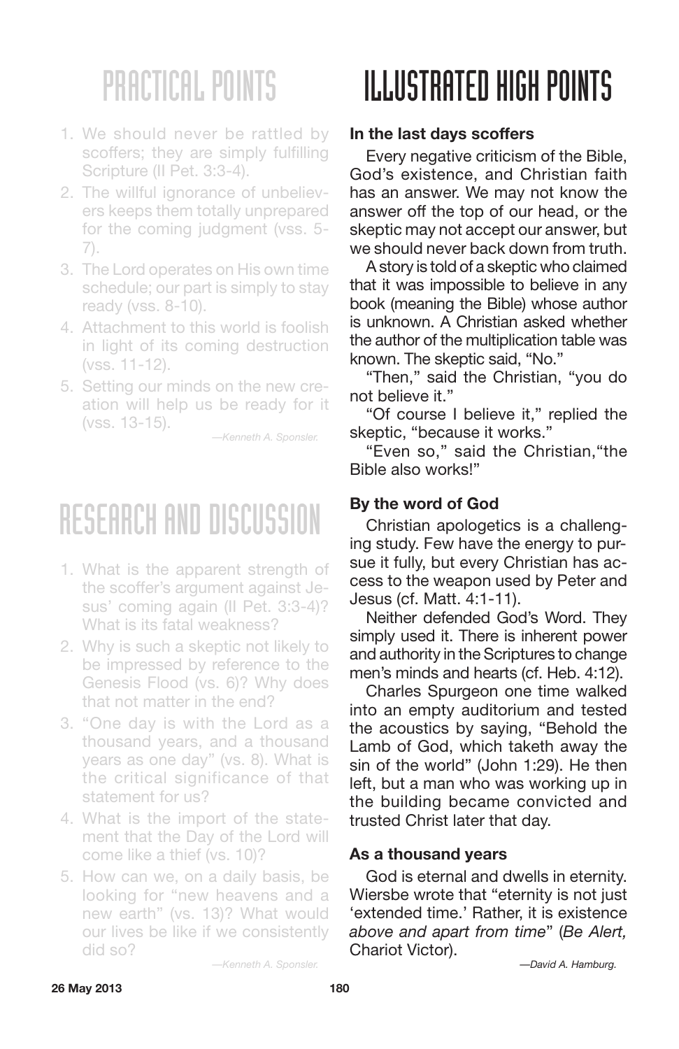# PRACTICAL POINTS

1. We should never be rattled by scoffers; they are simply fulfilling Scripture (II Pet. 3:3-4).
2. The willful ignorance of unbelievers keeps them totally unprepared for the coming judgment (vss. 5-7).
3. The Lord operates on His own time schedule; our part is simply to stay ready (vss. 8-10).
4. Attachment to this world is foolish in light of its coming destruction (vss. 11-12).
5. Setting our minds on the new creation will help us be ready for it (vss. 13-15).

*—Kenneth A. Sponsler.*

# RESEARCH AND DISCUSSION

1. What is the apparent strength of the scoffer's argument against Jesus' coming again (II Pet. 3:3-4)? What is its fatal weakness?
2. Why is such a skeptic not likely to be impressed by reference to the Genesis Flood (vs. 6)? Why does that not matter in the end?
3. "One day is with the Lord as a thousand years, and a thousand years as one day" (vs. 8). What is the critical significance of that statement for us?
4. What is the import of the statement that the Day of the Lord will come like a thief (vs. 10)?
5. How can we, on a daily basis, be looking for "new heavens and a new earth" (vs. 13)? What would our lives be like if we consistently did so?

*—Kenneth A. Sponsler.*

# ILLUSTRATED HIGH POINTS

**In the last days scoffers**

Every negative criticism of the Bible, God's existence, and Christian faith has an answer. We may not know the answer off the top of our head, or the skeptic may not accept our answer, but we should never back down from truth.

A story is told of a skeptic who claimed that it was impossible to believe in any book (meaning the Bible) whose author is unknown. A Christian asked whether the author of the multiplication table was known. The skeptic said, "No."

"Then," said the Christian, "you do not believe it."

"Of course I believe it," replied the skeptic, "because it works."

"Even so," said the Christian,"the Bible also works!"

**By the word of God**

Christian apologetics is a challenging study. Few have the energy to pursue it fully, but every Christian has access to the weapon used by Peter and Jesus (cf. Matt. 4:1-11).

Neither defended God's Word. They simply used it. There is inherent power and authority in the Scriptures to change men's minds and hearts (cf. Heb. 4:12).

Charles Spurgeon one time walked into an empty auditorium and tested the acoustics by saying, "Behold the Lamb of God, which taketh away the sin of the world" (John 1:29). He then left, but a man who was working up in the building became convicted and trusted Christ later that day.

**As a thousand years**

God is eternal and dwells in eternity. Wiersbe wrote that "eternity is not just 'extended time.' Rather, it is existence *above and apart from time*" (*Be Alert,* Chariot Victor).

*—David A. Hamburg.*